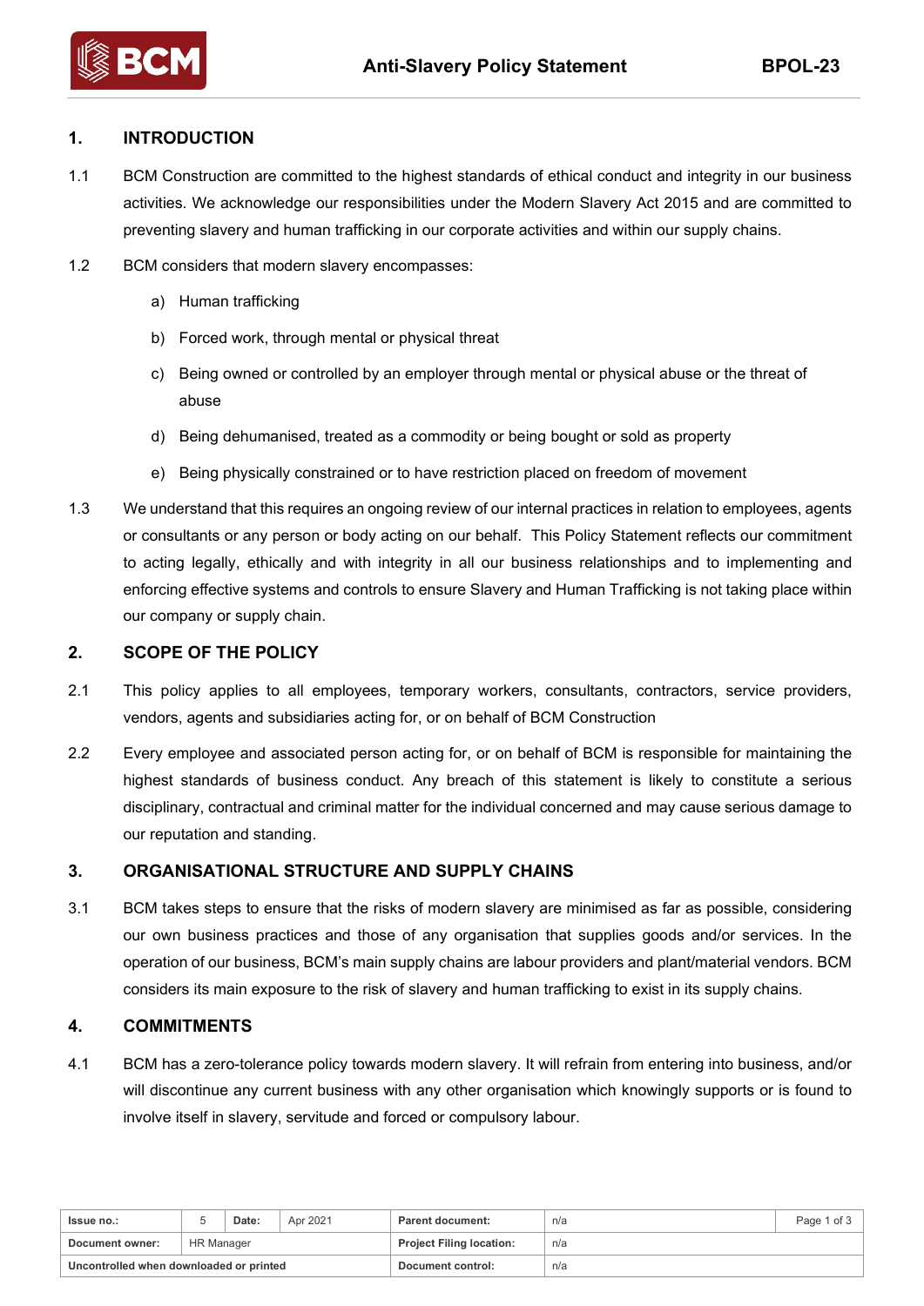## 1. INTRODUCTION

1.1 BCM Construction are committed to the highest standards of ethical conduct and integrity in our business activities. We acknowledge our responsibilities under the Modern Slavery Act 2015 and are committed to preventing slavery and human trafficking in our corporate activities and within our supply chains.

1.2 BCM considers that modern slavery encompasses:

a) Human trafficking

b) Forced work, through mental or physical threat

c) Being owned or controlled by an employer through mental or physical abuse or the threat of abuse

d) Being dehumanised, treated as a commodity or being bought or sold as property

e) Being physically constrained or to have restriction placed on freedom of movement

1.3 We understand that this requires an ongoing review of our internal practices in relation to employees, agents or consultants or any person or body acting on our behalf. This Policy Statement reflects our commitment to acting legally, ethically and with integrity in all our business relationships and to implementing and enforcing effective systems and controls to ensure Slavery and Human Trafficking is not taking place within our company or supply chain.

## 2. SCOPE OF THE POLICY

2.1 This policy applies to all employees, temporary workers, consultants, contractors, service providers, vendors, agents and subsidiaries acting for, or on behalf of BCM Construction

2.2 Every employee and associated person acting for, or on behalf of BCM is responsible for maintaining the highest standards of business conduct. Any breach of this statement is likely to constitute a serious disciplinary, contractual and criminal matter for the individual concerned and may cause serious damage to our reputation and standing.

## 3. ORGANISATIONAL STRUCTURE AND SUPPLY CHAINS

3.1 BCM takes steps to ensure that the risks of modern slavery are minimised as far as possible, considering our own business practices and those of any organisation that supplies goods and/or services. In the operation of our business, BCM's main supply chains are labour providers and plant/material vendors. BCM considers its main exposure to the risk of slavery and human trafficking to exist in its supply chains.

## 4. COMMITMENTS

4.1 BCM has a zero-tolerance policy towards modern slavery. It will refrain from entering into business, and/or will discontinue any current business with any other organisation which knowingly supports or is found to involve itself in slavery, servitude and forced or compulsory labour.

| Issue no.: | 5 | Date: | Apr 2021 | Parent document: | n/a |
|---|---|---|---|---|---|
| Document owner: | HR Manager | | | Project Filing location: | n/a |
| Uncontrolled when downloaded or printed | | | | Document control: | n/a |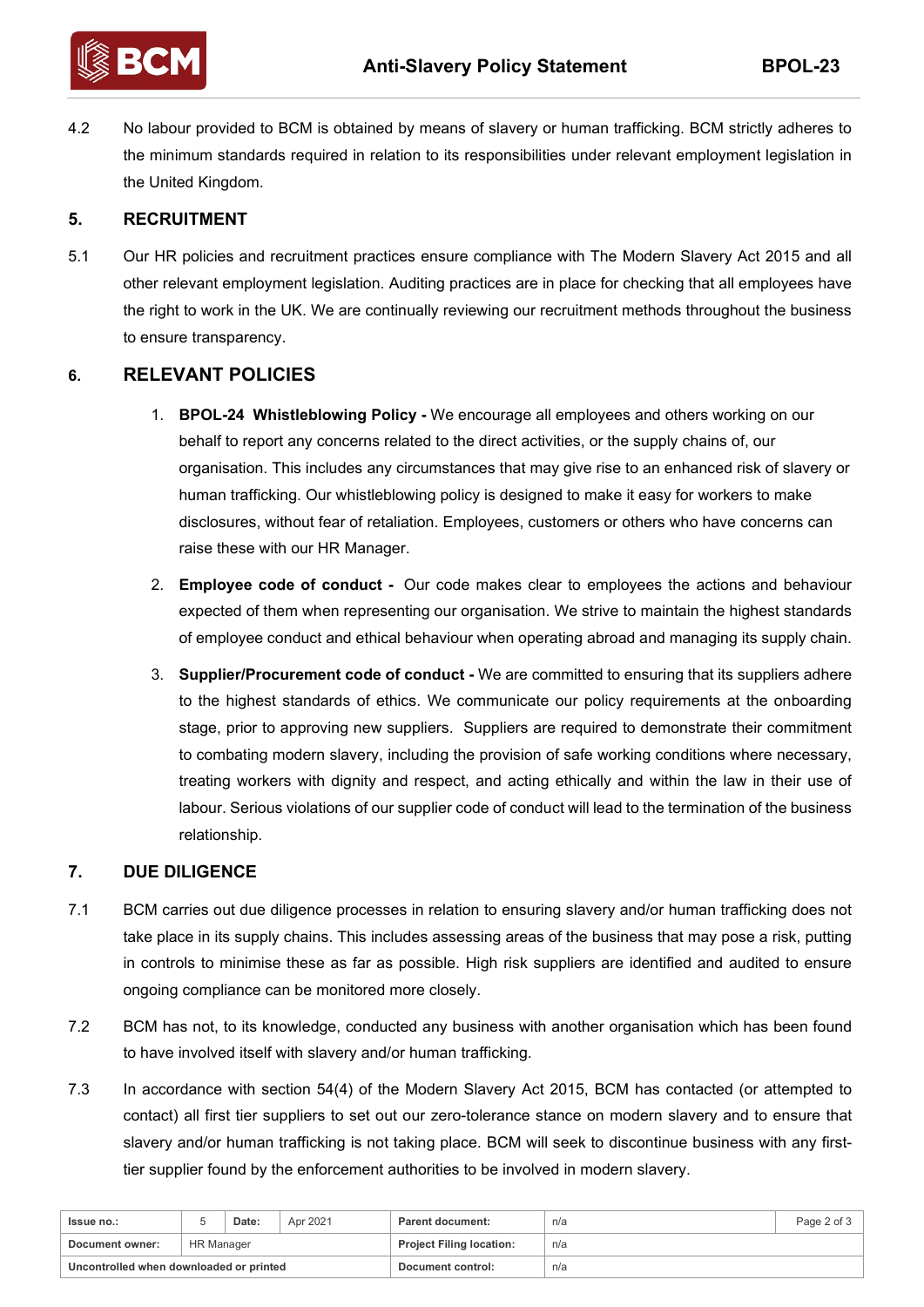4.2 No labour provided to BCM is obtained by means of slavery or human trafficking. BCM strictly adheres to the minimum standards required in relation to its responsibilities under relevant employment legislation in the United Kingdom.

## 5. RECRUITMENT

5.1 Our HR policies and recruitment practices ensure compliance with The Modern Slavery Act 2015 and all other relevant employment legislation. Auditing practices are in place for checking that all employees have the right to work in the UK. We are continually reviewing our recruitment methods throughout the business to ensure transparency.

## 6. RELEVANT POLICIES

1. **BPOL-24 Whistleblowing Policy -** We encourage all employees and others working on our behalf to report any concerns related to the direct activities, or the supply chains of, our organisation. This includes any circumstances that may give rise to an enhanced risk of slavery or human trafficking. Our whistleblowing policy is designed to make it easy for workers to make disclosures, without fear of retaliation. Employees, customers or others who have concerns can raise these with our HR Manager.

2. **Employee code of conduct -** Our code makes clear to employees the actions and behaviour expected of them when representing our organisation. We strive to maintain the highest standards of employee conduct and ethical behaviour when operating abroad and managing its supply chain.

3. **Supplier/Procurement code of conduct -** We are committed to ensuring that its suppliers adhere to the highest standards of ethics. We communicate our policy requirements at the onboarding stage, prior to approving new suppliers. Suppliers are required to demonstrate their commitment to combating modern slavery, including the provision of safe working conditions where necessary, treating workers with dignity and respect, and acting ethically and within the law in their use of labour. Serious violations of our supplier code of conduct will lead to the termination of the business relationship.

## 7. DUE DILIGENCE

7.1 BCM carries out due diligence processes in relation to ensuring slavery and/or human trafficking does not take place in its supply chains. This includes assessing areas of the business that may pose a risk, putting in controls to minimise these as far as possible. High risk suppliers are identified and audited to ensure ongoing compliance can be monitored more closely.

7.2 BCM has not, to its knowledge, conducted any business with another organisation which has been found to have involved itself with slavery and/or human trafficking.

7.3 In accordance with section 54(4) of the Modern Slavery Act 2015, BCM has contacted (or attempted to contact) all first tier suppliers to set out our zero-tolerance stance on modern slavery and to ensure that slavery and/or human trafficking is not taking place. BCM will seek to discontinue business with any first-tier supplier found by the enforcement authorities to be involved in modern slavery.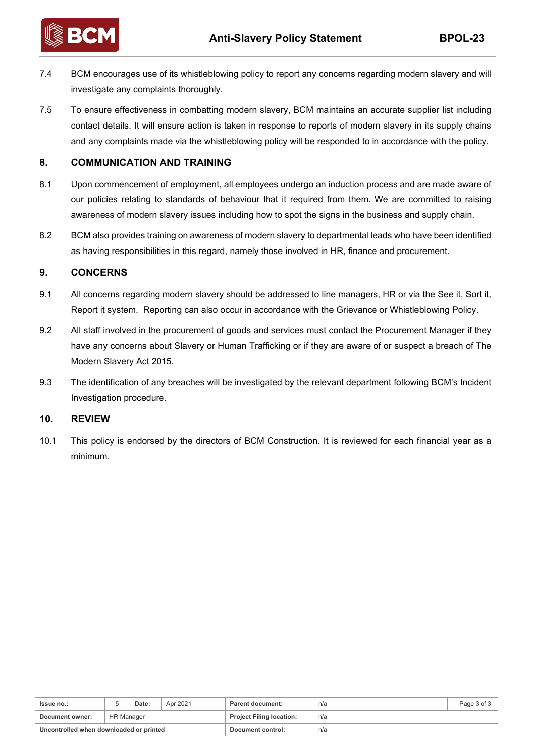7.4 BCM encourages use of its whistleblowing policy to report any concerns regarding modern slavery and will investigate any complaints thoroughly.

7.5 To ensure effectiveness in combatting modern slavery, BCM maintains an accurate supplier list including contact details. It will ensure action is taken in response to reports of modern slavery in its supply chains and any complaints made via the whistleblowing policy will be responded to in accordance with the policy.

## 8. COMMUNICATION AND TRAINING

8.1 Upon commencement of employment, all employees undergo an induction process and are made aware of our policies relating to standards of behaviour that it required from them. We are committed to raising awareness of modern slavery issues including how to spot the signs in the business and supply chain.

8.2 BCM also provides training on awareness of modern slavery to departmental leads who have been identified as having responsibilities in this regard, namely those involved in HR, finance and procurement.

## 9. CONCERNS

9.1 All concerns regarding modern slavery should be addressed to line managers, HR or via the See it, Sort it, Report it system. Reporting can also occur in accordance with the Grievance or Whistleblowing Policy.

9.2 All staff involved in the procurement of goods and services must contact the Procurement Manager if they have any concerns about Slavery or Human Trafficking or if they are aware of or suspect a breach of The Modern Slavery Act 2015.

9.3 The identification of any breaches will be investigated by the relevant department following BCM's Incident Investigation procedure.

## 10. REVIEW

10.1 This policy is endorsed by the directors of BCM Construction. It is reviewed for each financial year as a minimum.